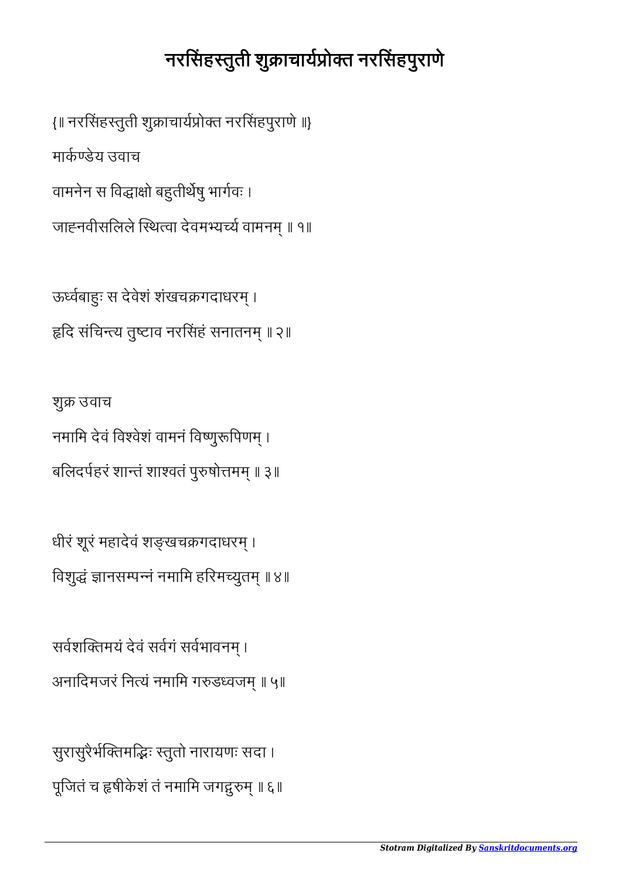# नरसिंहस्तुती शुक्राचार्यप्रोक्त नरसिंहपुराणे

{॥ नरसिंहस्तुती शुक्राचार्यप्रोक्त नरसिंहपुराणे ॥}

मार्कण्डेय उवाच

वामनेन स विद्धाक्षो बहुतीर्थेषु भार्गवः ।

जाह्नवीसलिले स्थित्वा देवमभ्यर्च्य वामनम् ॥ १॥

ऊर्ध्वबाहुः स देवेशं शंखचक्रगदाधरम् ।

हृदि संचिन्त्य तुष्टाव नरसिंहं सनातनम् ॥ २॥

शुक्र उवाच

नमामि देवं विश्वेशं वामनं विष्णुरूपिणम् ।

बलिदर्पहरं शान्तं शाश्वतं पुरुषोत्तमम् ॥ ३॥

धीरं शूरं महादेवं शङ्खचक्रगदाधरम् ।

विशुद्धं ज्ञानसम्पन्नं नमामि हरिमच्युतम् ॥ ४॥

सर्वशक्तिमयं देवं सर्वगं सर्वभावनम् ।

अनादिमजरं नित्यं नमामि गरुडध्वजम् ॥ ५॥

सुरासुरैर्भक्तिमद्भिः स्तुतो नारायणः सदा ।

पूजितं च हृषीकेशं तं नमामि जगद्गुरुम् ॥ ६॥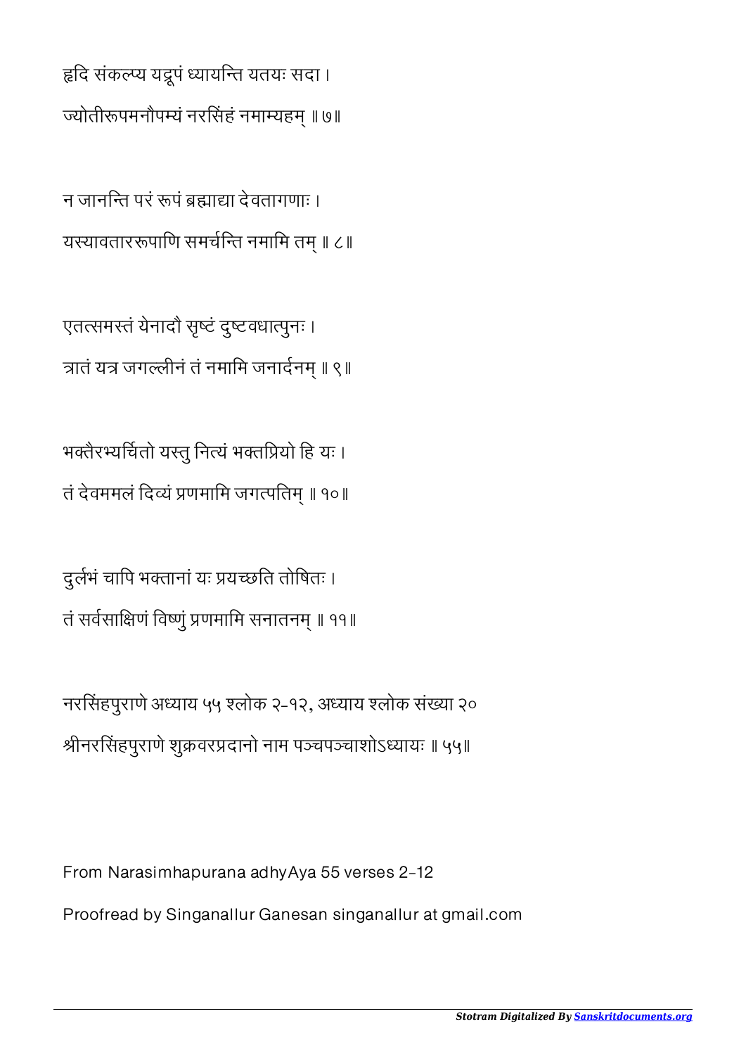हृदि संकल्प्य यद्रूपं ध्यायन्ति यतयः सदा ।
ज्योतीरूपमनौपम्यं नरसिंहं नमाम्यहम् ॥ ७॥

न जानन्ति परं रूपं ब्रह्माद्या देवतागणाः ।
यस्यावताररूपाणि समर्चन्ति नमामि तम् ॥ ८॥

एतत्समस्तं येनादौ सृष्टं दुष्टवधात्पुनः ।
त्रातं यत्र जगल्लीनं तं नमामि जनार्दनम् ॥ ९॥

भक्तैरभ्यर्चितो यस्तु नित्यं भक्तप्रियो हि यः ।
तं देवममलं दिव्यं प्रणमामि जगत्पतिम् ॥ १०॥

दुर्लभं चापि भक्तानां यः प्रयच्छति तोषितः ।
तं सर्वसाक्षिणं विष्णुं प्रणमामि सनातनम् ॥ ११॥

नरसिंहपुराणे अध्याय ५५ श्लोक २-१२, अध्याय श्लोक संख्या २०
श्रीनरसिंहपुराणे शुक्रवरप्रदानो नाम पञ्चपञ्चाशोऽध्यायः ॥ ५५॥

From Narasimhapurana adhyAya 55 verses 2-12

Proofread by Singanallur Ganesan singanallur at gmail.com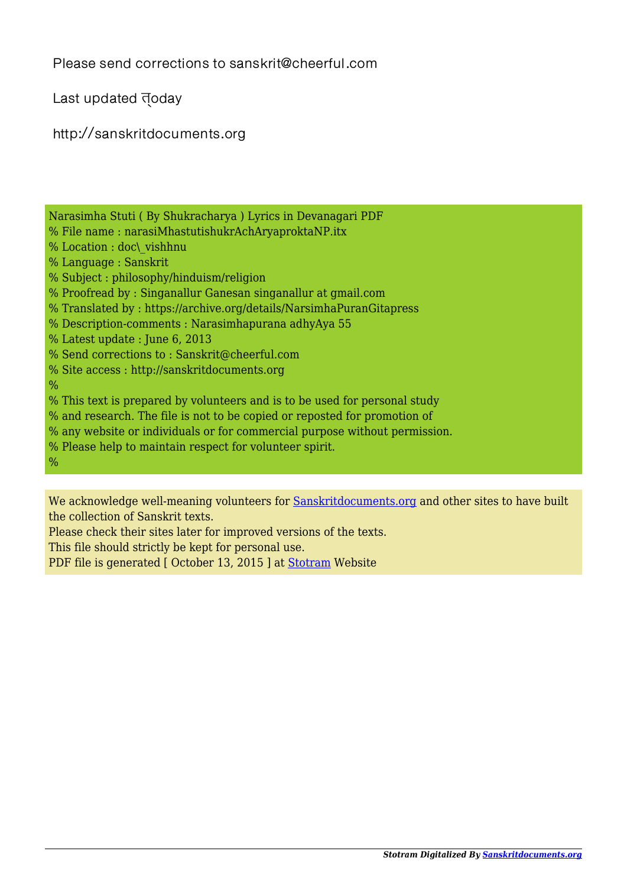Please send corrections to sanskrit@cheerful.com

Last updated त्oday

http://sanskritdocuments.org

Narasimha Stuti ( By Shukracharya ) Lyrics in Devanagari PDF
% File name : narasiMhastutishukrAchAryaproktaNP.itx
% Location : doc\_vishhnu
% Language : Sanskrit
% Subject : philosophy/hinduism/religion
% Proofread by : Singanallur Ganesan singanallur at gmail.com
% Translated by : https://archive.org/details/NarsimhaPuranGitapress
% Description-comments : Narasimhapurana adhyAya 55
% Latest update : June 6, 2013
% Send corrections to : Sanskrit@cheerful.com
% Site access : http://sanskritdocuments.org
%
% This text is prepared by volunteers and is to be used for personal study
% and research. The file is not to be copied or reposted for promotion of
% any website or individuals or for commercial purpose without permission.
% Please help to maintain respect for volunteer spirit.
%

We acknowledge well-meaning volunteers for Sanskritdocuments.org and other sites to have built the collection of Sanskrit texts.
Please check their sites later for improved versions of the texts.
This file should strictly be kept for personal use.
PDF file is generated [ October 13, 2015 ] at Stotram Website